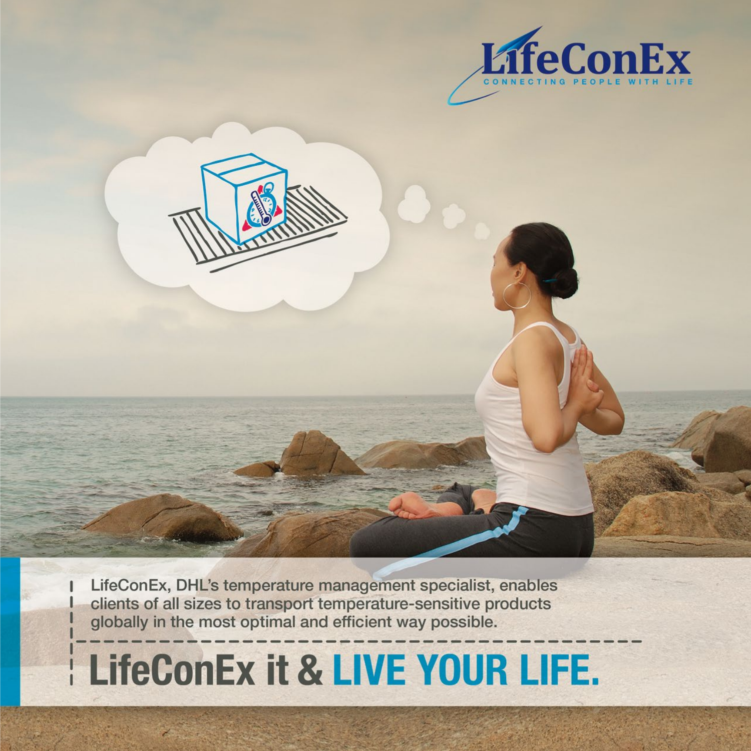# LifeConEx

CONNECTING PEOPLE WITH LIFE

LifeConEx, DHL's temperature management specialist, enables clients of all sizes to transport temperature-sensitive products globally in the most optimal and efficient way possible.

## LifeConEx it & LIVE YOUR LIFE.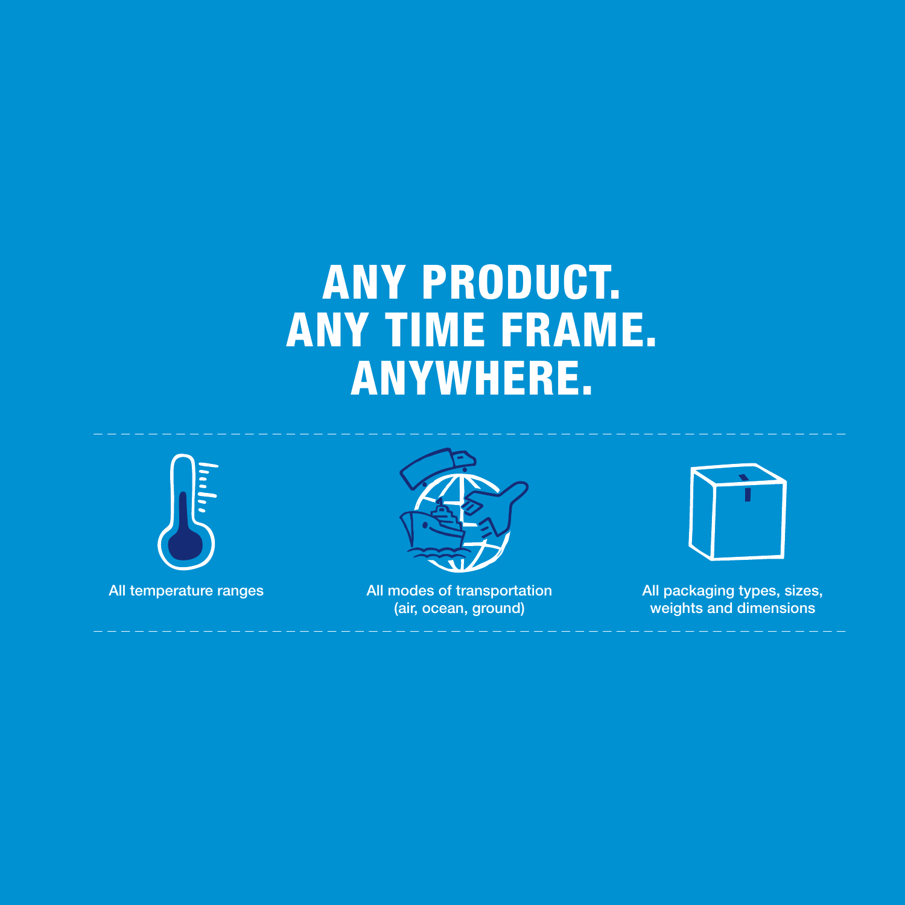# ANY PRODUCT.
# ANY TIME FRAME.
# ANYWHERE.

All temperature ranges

All modes of transportation (air, ocean, ground)

All packaging types, sizes, weights and dimensions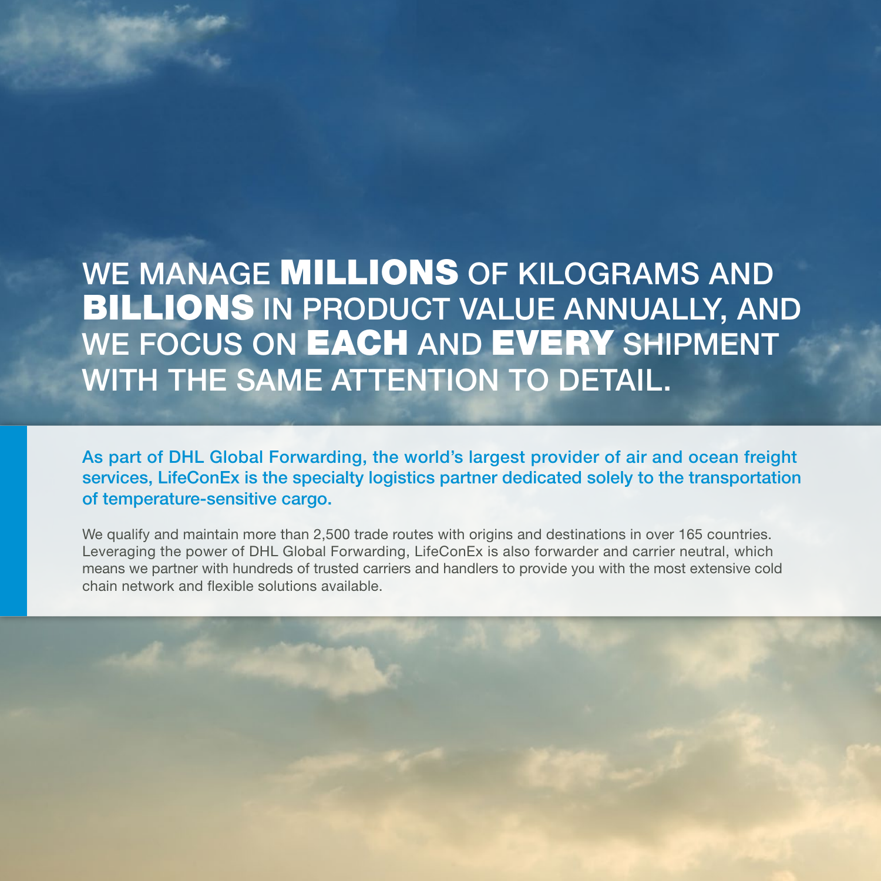# WE MANAGE **MILLIONS** OF KILOGRAMS AND **BILLIONS** IN PRODUCT VALUE ANNUALLY, AND WE FOCUS ON **EACH** AND **EVERY** SHIPMENT WITH THE SAME ATTENTION TO DETAIL.

**As part of DHL Global Forwarding, the world's largest provider of air and ocean freight services, LifeConEx is the specialty logistics partner dedicated solely to the transportation of temperature-sensitive cargo.**

We qualify and maintain more than 2,500 trade routes with origins and destinations in over 165 countries. Leveraging the power of DHL Global Forwarding, LifeConEx is also forwarder and carrier neutral, which means we partner with hundreds of trusted carriers and handlers to provide you with the most extensive cold chain network and flexible solutions available.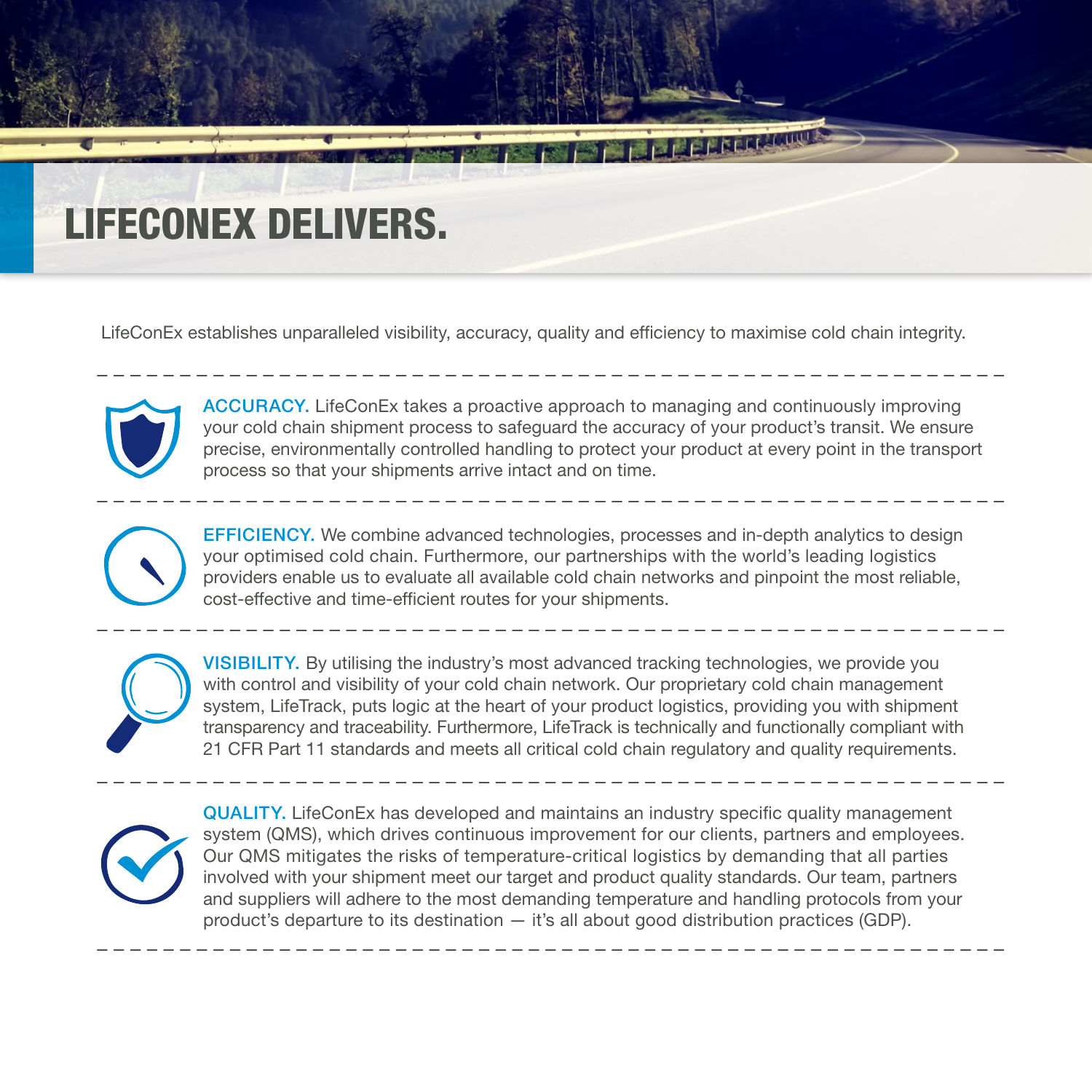# LIFECONEX DELIVERS.

LifeConEx establishes unparalleled visibility, accuracy, quality and efficiency to maximise cold chain integrity.

**ACCURACY.** LifeConEx takes a proactive approach to managing and continuously improving your cold chain shipment process to safeguard the accuracy of your product's transit. We ensure precise, environmentally controlled handling to protect your product at every point in the transport process so that your shipments arrive intact and on time.

**EFFICIENCY.** We combine advanced technologies, processes and in-depth analytics to design your optimised cold chain. Furthermore, our partnerships with the world's leading logistics providers enable us to evaluate all available cold chain networks and pinpoint the most reliable, cost-effective and time-efficient routes for your shipments.

**VISIBILITY.** By utilising the industry's most advanced tracking technologies, we provide you with control and visibility of your cold chain network. Our proprietary cold chain management system, LifeTrack, puts logic at the heart of your product logistics, providing you with shipment transparency and traceability. Furthermore, LifeTrack is technically and functionally compliant with 21 CFR Part 11 standards and meets all critical cold chain regulatory and quality requirements.

**QUALITY.** LifeConEx has developed and maintains an industry specific quality management system (QMS), which drives continuous improvement for our clients, partners and employees. Our QMS mitigates the risks of temperature-critical logistics by demanding that all parties involved with your shipment meet our target and product quality standards. Our team, partners and suppliers will adhere to the most demanding temperature and handling protocols from your product's departure to its destination — it's all about good distribution practices (GDP).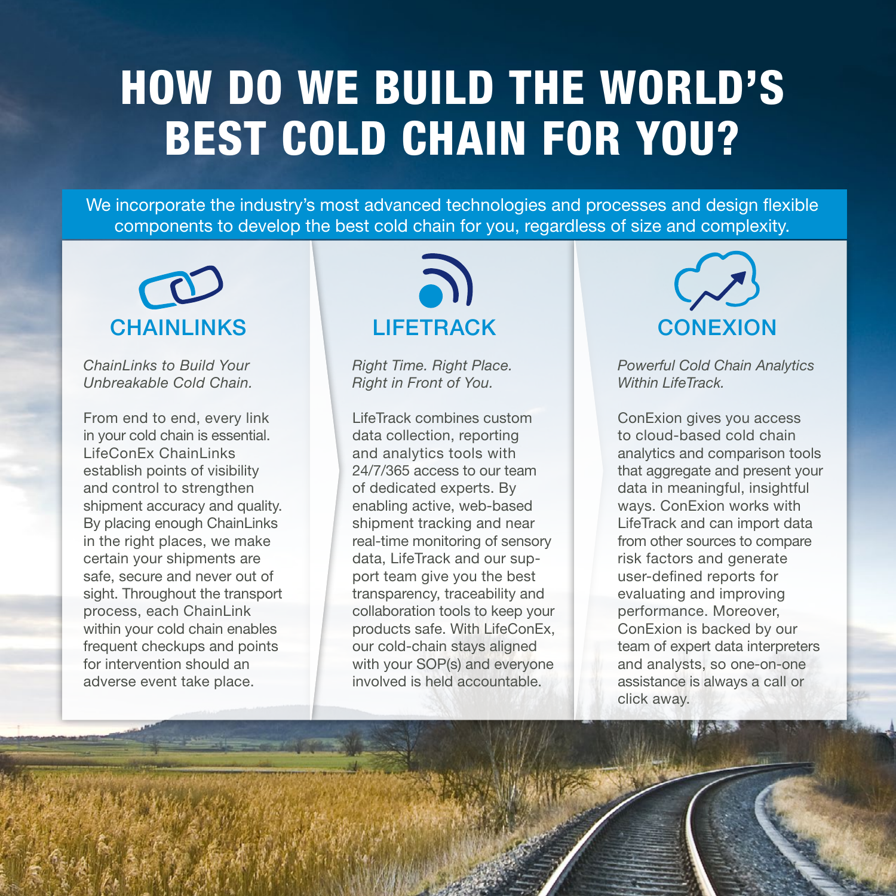# HOW DO WE BUILD THE WORLD'S BEST COLD CHAIN FOR YOU?

We incorporate the industry's most advanced technologies and processes and design flexible components to develop the best cold chain for you, regardless of size and complexity.

## CHAINLINKS

*ChainLinks to Build Your Unbreakable Cold Chain.*

From end to end, every link in your cold chain is essential. LifeConEx ChainLinks establish points of visibility and control to strengthen shipment accuracy and quality. By placing enough ChainLinks in the right places, we make certain your shipments are safe, secure and never out of sight. Throughout the transport process, each ChainLink within your cold chain enables frequent checkups and points for intervention should an adverse event take place.

## LIFETRACK

*Right Time. Right Place. Right in Front of You.*

LifeTrack combines custom data collection, reporting and analytics tools with 24/7/365 access to our team of dedicated experts. By enabling active, web-based shipment tracking and near real-time monitoring of sensory data, LifeTrack and our support team give you the best transparency, traceability and collaboration tools to keep your products safe. With LifeConEx, our cold-chain stays aligned with your SOP(s) and everyone involved is held accountable.

## CONEXION

*Powerful Cold Chain Analytics Within LifeTrack.*

ConExion gives you access to cloud-based cold chain analytics and comparison tools that aggregate and present your data in meaningful, insightful ways. ConExion works with LifeTrack and can import data from other sources to compare risk factors and generate user-defined reports for evaluating and improving performance. Moreover, ConExion is backed by our team of expert data interpreters and analysts, so one-on-one assistance is always a call or click away.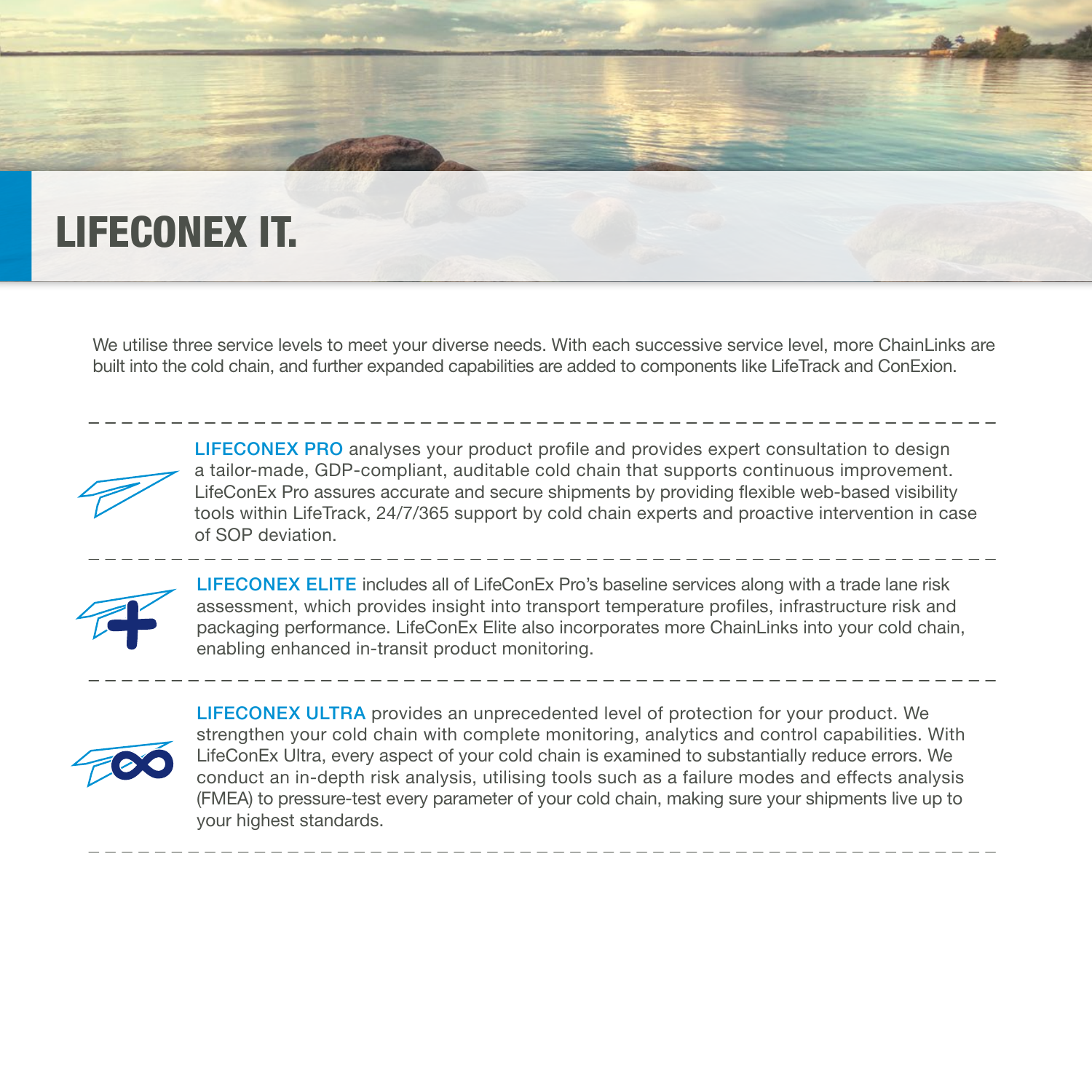# LIFECONEX IT.

We utilise three service levels to meet your diverse needs. With each successive service level, more ChainLinks are built into the cold chain, and further expanded capabilities are added to components like LifeTrack and ConExion.

**LIFECONEX PRO** analyses your product profile and provides expert consultation to design a tailor-made, GDP-compliant, auditable cold chain that supports continuous improvement. LifeConEx Pro assures accurate and secure shipments by providing flexible web-based visibility tools within LifeTrack, 24/7/365 support by cold chain experts and proactive intervention in case of SOP deviation.

**LIFECONEX ELITE** includes all of LifeConEx Pro's baseline services along with a trade lane risk assessment, which provides insight into transport temperature profiles, infrastructure risk and packaging performance. LifeConEx Elite also incorporates more ChainLinks into your cold chain, enabling enhanced in-transit product monitoring.

**LIFECONEX ULTRA** provides an unprecedented level of protection for your product. We strengthen your cold chain with complete monitoring, analytics and control capabilities. With LifeConEx Ultra, every aspect of your cold chain is examined to substantially reduce errors. We conduct an in-depth risk analysis, utilising tools such as a failure modes and effects analysis (FMEA) to pressure-test every parameter of your cold chain, making sure your shipments live up to your highest standards.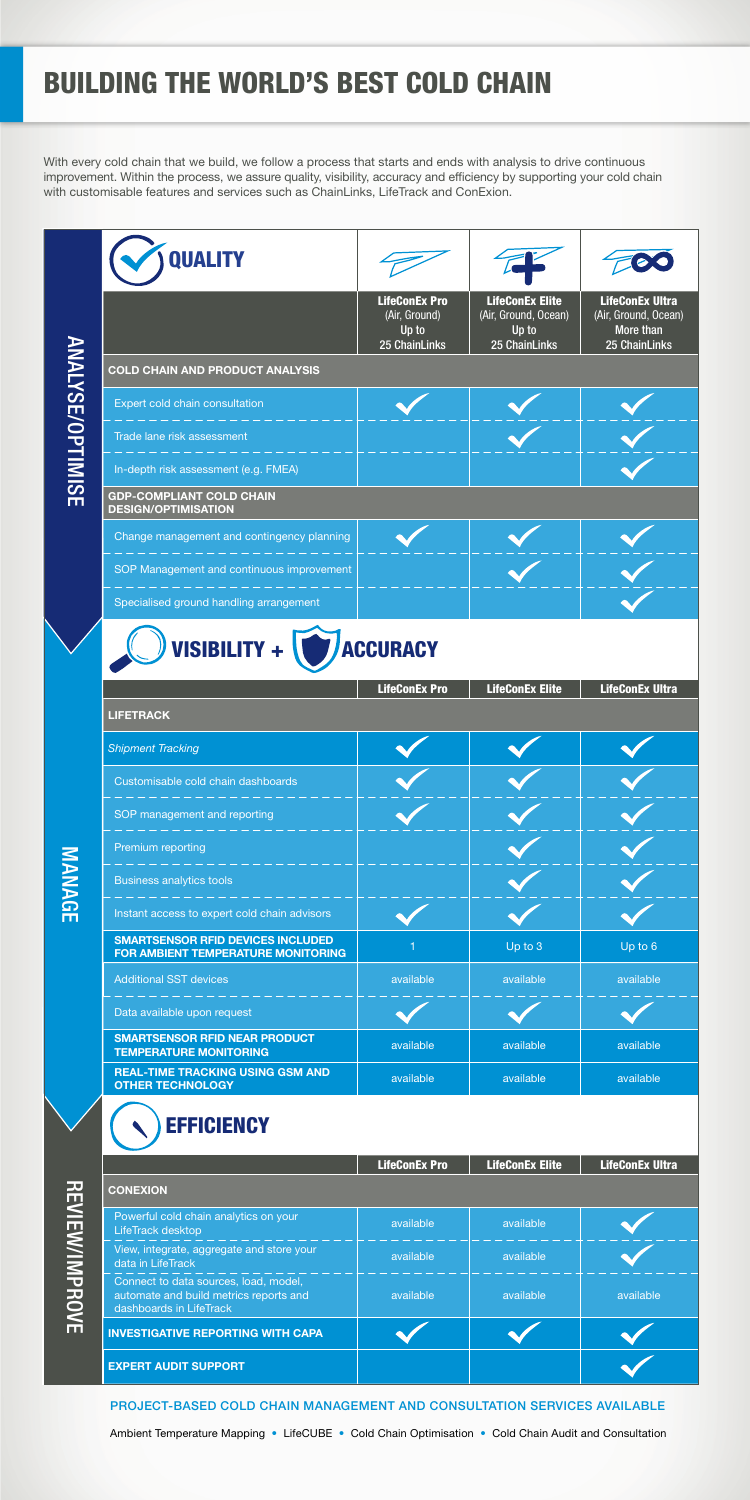# BUILDING THE WORLD'S BEST COLD CHAIN

With every cold chain that we build, we follow a process that starts and ends with analysis to drive continuous improvement. Within the process, we assure quality, visibility, accuracy and efficiency by supporting your cold chain with customisable features and services such as ChainLinks, LifeTrack and ConExion.

## ANALYSE/OPTIMISE

### QUALITY

| | LifeConEx Pro (Air, Ground) Up to 25 ChainLinks | LifeConEx Elite (Air, Ground, Ocean) Up to 25 ChainLinks | LifeConEx Ultra (Air, Ground, Ocean) More than 25 ChainLinks |
|---|---|---|---|
| **COLD CHAIN AND PRODUCT ANALYSIS** | | | |
| Expert cold chain consultation | ✓ | ✓ | ✓ |
| Trade lane risk assessment | | ✓ | ✓ |
| In-depth risk assessment (e.g. FMEA) | | | ✓ |
| **GDP-COMPLIANT COLD CHAIN DESIGN/OPTIMISATION** | | | |
| Change management and contingency planning | ✓ | ✓ | ✓ |
| SOP Management and continuous improvement | | ✓ | ✓ |
| Specialised ground handling arrangement | | | ✓ |

## MANAGE

### VISIBILITY + ACCURACY

| | LifeConEx Pro | LifeConEx Elite | LifeConEx Ultra |
|---|---|---|---|
| **LIFETRACK** | | | |
| *Shipment Tracking* | ✓ | ✓ | ✓ |
| Customisable cold chain dashboards | ✓ | ✓ | ✓ |
| SOP management and reporting | ✓ | ✓ | ✓ |
| Premium reporting | | ✓ | ✓ |
| Business analytics tools | | ✓ | ✓ |
| Instant access to expert cold chain advisors | ✓ | ✓ | ✓ |
| **SMARTSENSOR RFID DEVICES INCLUDED FOR AMBIENT TEMPERATURE MONITORING** | 1 | Up to 3 | Up to 6 |
| Additional SST devices | available | available | available |
| Data available upon request | ✓ | ✓ | ✓ |
| **SMARTSENSOR RFID NEAR PRODUCT TEMPERATURE MONITORING** | available | available | available |
| **REAL-TIME TRACKING USING GSM AND OTHER TECHNOLOGY** | available | available | available |

## REVIEW/IMPROVE

### EFFICIENCY

| | LifeConEx Pro | LifeConEx Elite | LifeConEx Ultra |
|---|---|---|---|
| **CONEXION** | | | |
| Powerful cold chain analytics on your LifeTrack desktop | available | available | ✓ |
| View, integrate, aggregate and store your data in LifeTrack | available | available | ✓ |
| Connect to data sources, load, model, automate and build metrics reports and dashboards in LifeTrack | available | available | available |
| **INVESTIGATIVE REPORTING WITH CAPA** | ✓ | ✓ | ✓ |
| **EXPERT AUDIT SUPPORT** | | | ✓ |

**PROJECT-BASED COLD CHAIN MANAGEMENT AND CONSULTATION SERVICES AVAILABLE**

Ambient Temperature Mapping • LifeCUBE • Cold Chain Optimisation • Cold Chain Audit and Consultation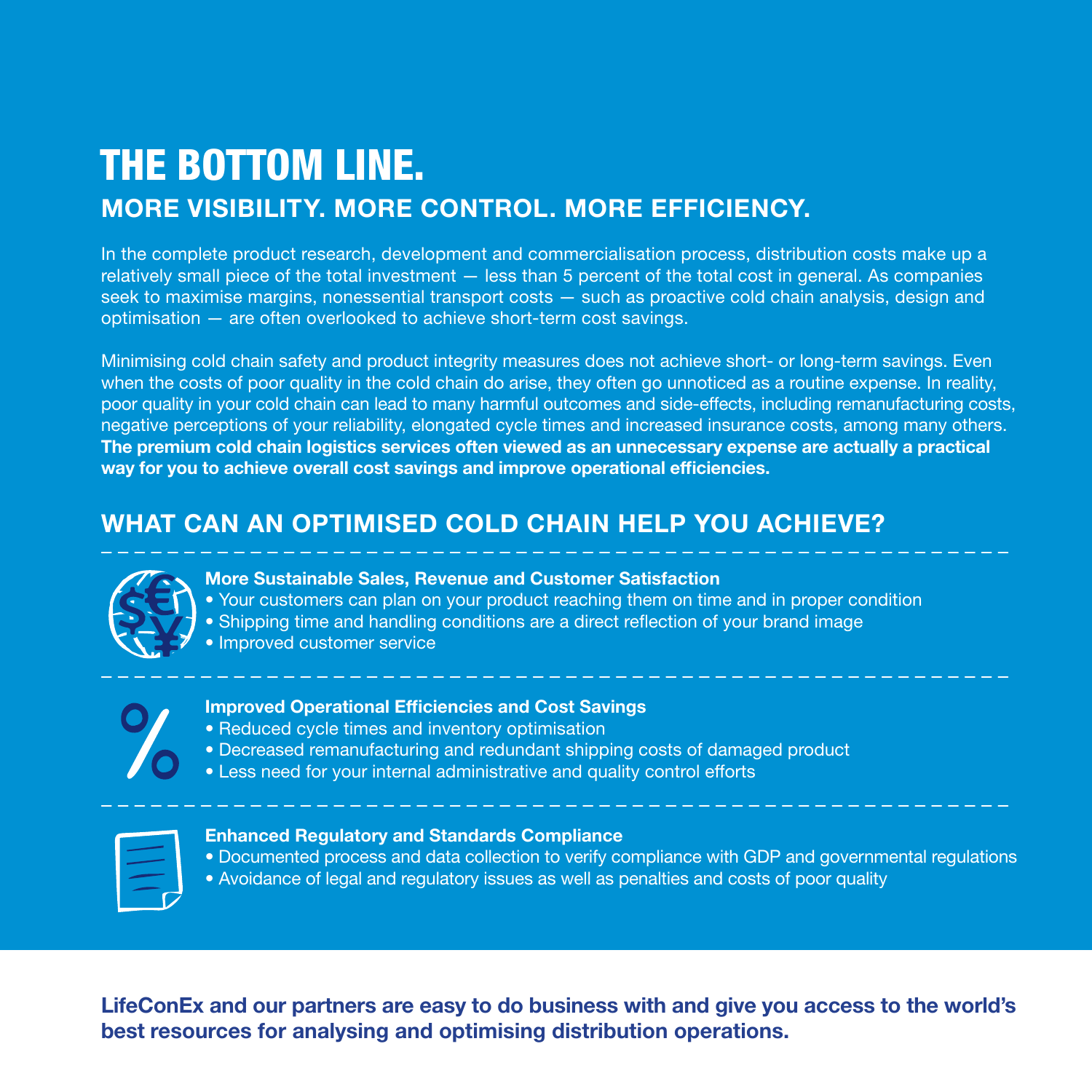# THE BOTTOM LINE.

## MORE VISIBILITY. MORE CONTROL. MORE EFFICIENCY.

In the complete product research, development and commercialisation process, distribution costs make up a relatively small piece of the total investment — less than 5 percent of the total cost in general. As companies seek to maximise margins, nonessential transport costs — such as proactive cold chain analysis, design and optimisation — are often overlooked to achieve short-term cost savings.

Minimising cold chain safety and product integrity measures does not achieve short- or long-term savings. Even when the costs of poor quality in the cold chain do arise, they often go unnoticed as a routine expense. In reality, poor quality in your cold chain can lead to many harmful outcomes and side-effects, including remanufacturing costs, negative perceptions of your reliability, elongated cycle times and increased insurance costs, among many others. **The premium cold chain logistics services often viewed as an unnecessary expense are actually a practical way for you to achieve overall cost savings and improve operational efficiencies.**

## WHAT CAN AN OPTIMISED COLD CHAIN HELP YOU ACHIEVE?

**More Sustainable Sales, Revenue and Customer Satisfaction**

- Your customers can plan on your product reaching them on time and in proper condition
- Shipping time and handling conditions are a direct reflection of your brand image
- Improved customer service

**Improved Operational Efficiencies and Cost Savings**

- Reduced cycle times and inventory optimisation
- Decreased remanufacturing and redundant shipping costs of damaged product
- Less need for your internal administrative and quality control efforts

**Enhanced Regulatory and Standards Compliance**

- Documented process and data collection to verify compliance with GDP and governmental regulations
- Avoidance of legal and regulatory issues as well as penalties and costs of poor quality

**LifeConEx and our partners are easy to do business with and give you access to the world's best resources for analysing and optimising distribution operations.**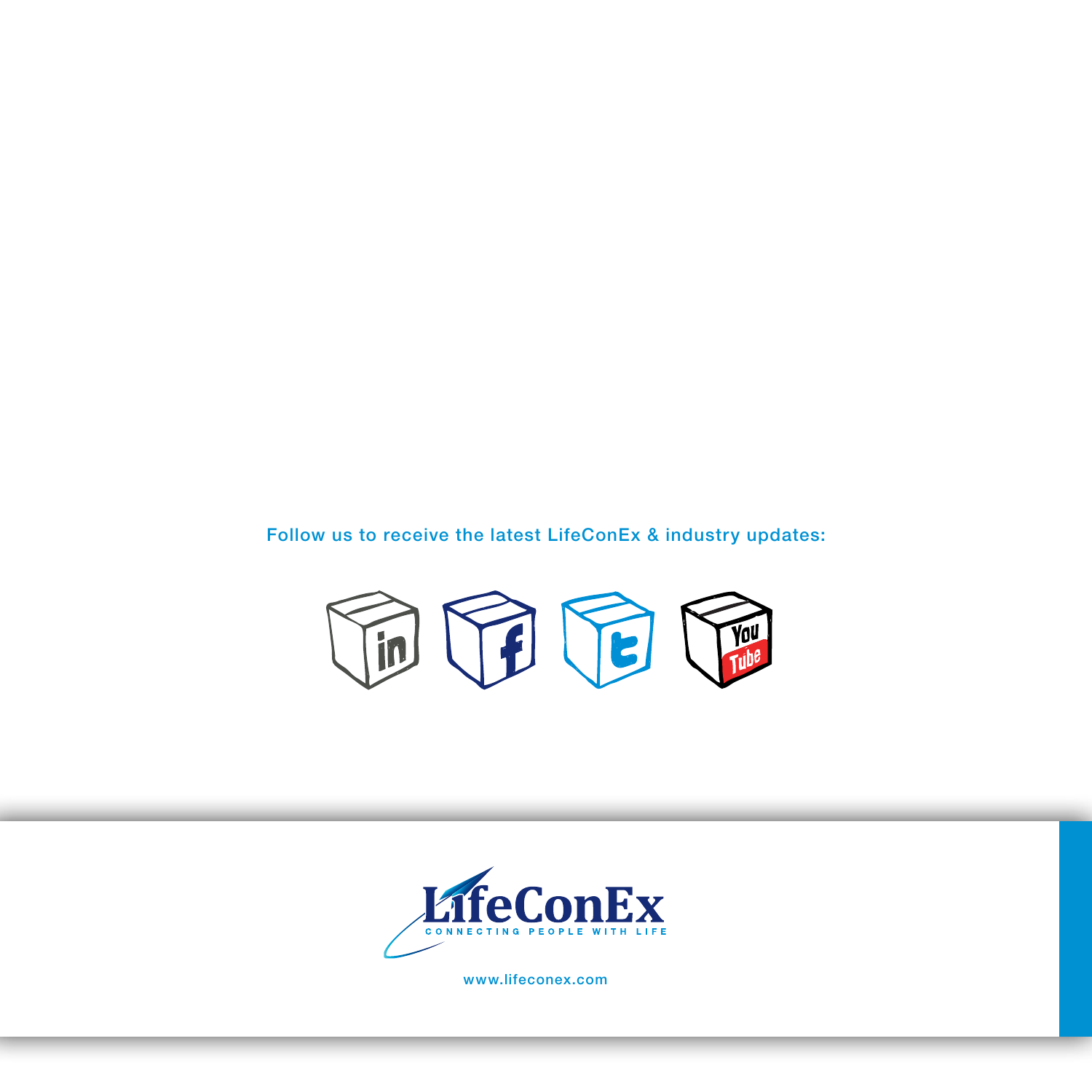Follow us to receive the latest LifeConEx & industry updates:

LifeConEx

CONNECTING PEOPLE WITH LIFE

www.lifeconex.com